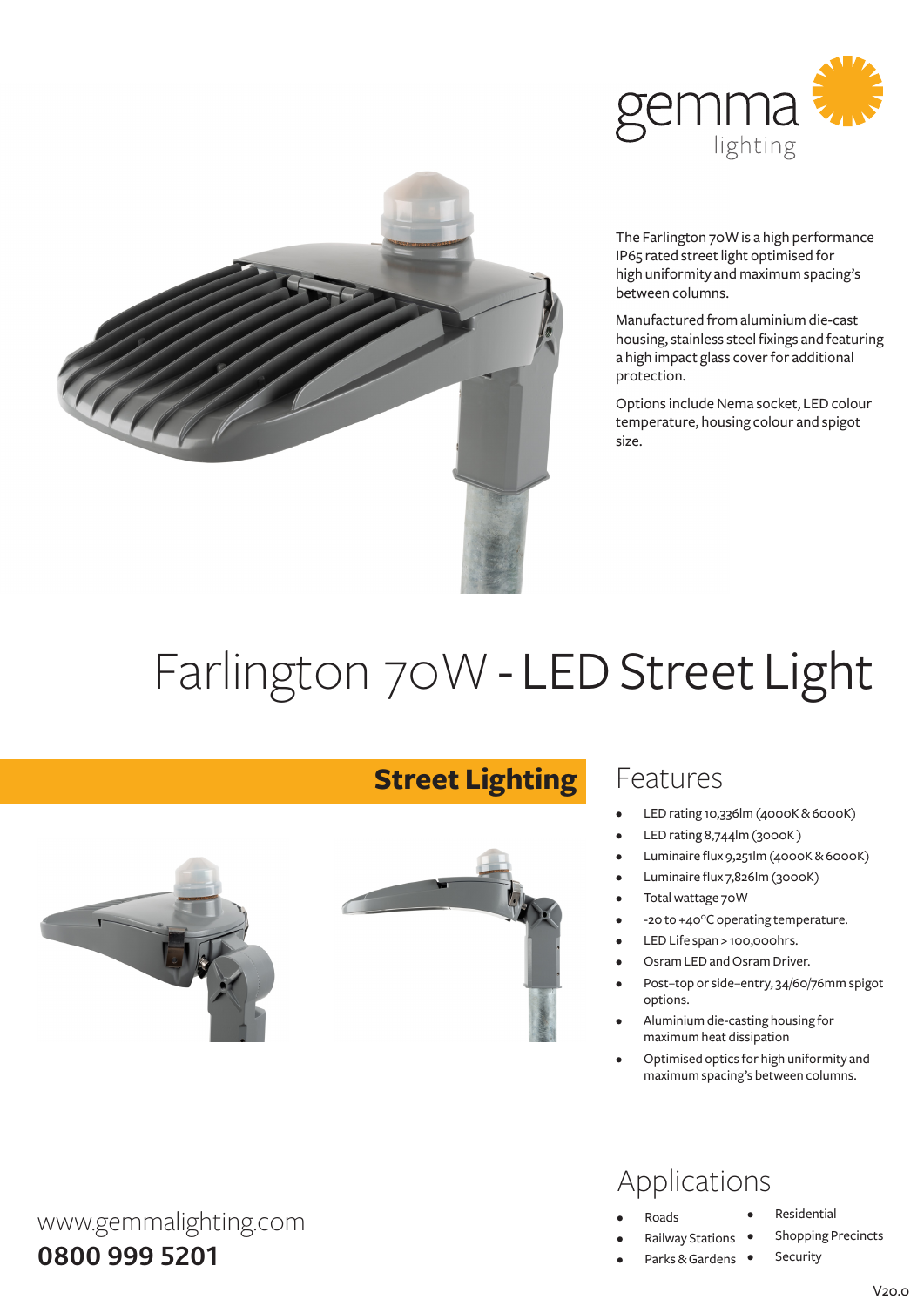gemma
lighting

The Farlington 70W is a high performance IP65 rated street light optimised for high uniformity and maximum spacing's between columns.

Manufactured from aluminium die-cast housing, stainless steel fixings and featuring a high impact glass cover for additional protection.

Options include Nema socket, LED colour temperature, housing colour and spigot size.

# Farlington 70W - LED Street Light

## Street Lighting

## Features

- LED rating 10,336lm (4000K & 6000K)
- LED rating 8,744lm (3000K )
- Luminaire flux 9,251lm (4000K & 6000K)
- Luminaire flux 7,826lm (3000K)
- Total wattage 70W
- -20 to +40°C operating temperature.
- LED Life span > 100,000hrs.
- Osram LED and Osram Driver.
- Post-top or side-entry, 34/60/76mm spigot options.
- Aluminium die-casting housing for maximum heat dissipation
- Optimised optics for high uniformity and maximum spacing's between columns.

## Applications

- Roads
- Railway Stations
- Parks & Gardens
- Residential
- Shopping Precincts
- Security

www.gemmalighting.com

**0800 999 5201**

V20.0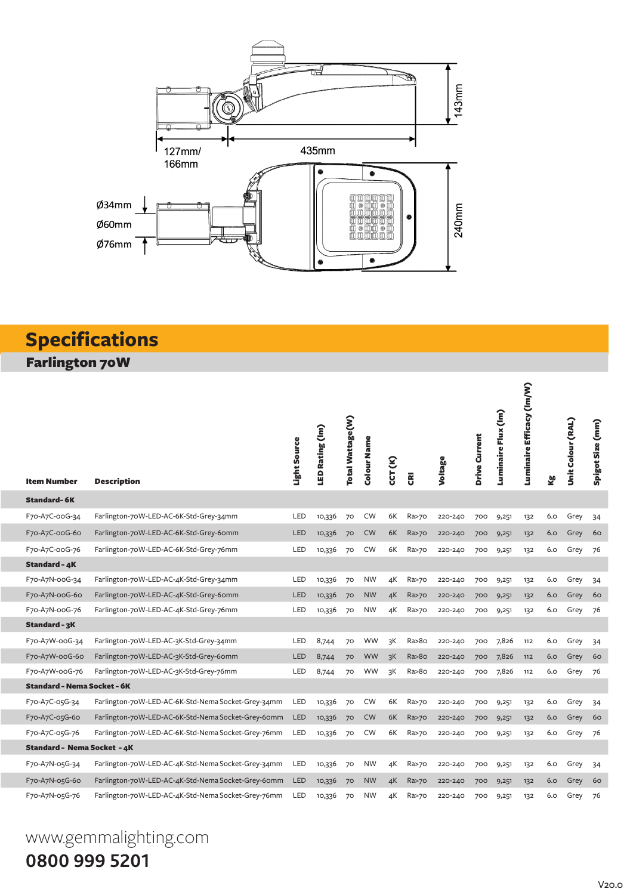127mm/
166mm

435mm

143mm

Ø34mm
Ø60mm
Ø76mm

240mm

## Specifications

### Farlington 70W

| Item Number | Description | Light Source | LED Rating (lm) | Total Wattage(W) | Colour Name | CCT (K) | CRI | Voltage | Drive Current | Luminaire Flux (lm) | Luminaire Efficacy (lm/W) | Kg | Unit Colour (RAL) | Spigot Size (mm) |
|---|---|---|---|---|---|---|---|---|---|---|---|---|---|---|
| **Standard- 6K** | | | | | | | | | | | | | | |
| F70-A7C-00G-34 | Farlington-70W-LED-AC-6K-Std-Grey-34mm | LED | 10,336 | 70 | CW | 6K | Ra>70 | 220-240 | 700 | 9,251 | 132 | 6.0 | Grey | 34 |
| F70-A7C-00G-60 | Farlington-70W-LED-AC-6K-Std-Grey-60mm | LED | 10,336 | 70 | CW | 6K | Ra>70 | 220-240 | 700 | 9,251 | 132 | 6.0 | Grey | 60 |
| F70-A7W-00G-76 | Farlington-70W-LED-AC-6K-Std-Grey-76mm | LED | 10,336 | 70 | CW | 6K | Ra>70 | 220-240 | 700 | 9,251 | 132 | 6.0 | Grey | 76 |
| **Standard - 4K** | | | | | | | | | | | | | | |
| F70-A7N-00G-34 | Farlington-70W-LED-AC-4K-Std-Grey-34mm | LED | 10,336 | 70 | NW | 4K | Ra>70 | 220-240 | 700 | 9,251 | 132 | 6.0 | Grey | 34 |
| F70-A7N-00G-60 | Farlington-70W-LED-AC-4K-Std-Grey-60mm | LED | 10,336 | 70 | NW | 4K | Ra>70 | 220-240 | 700 | 9,251 | 132 | 6.0 | Grey | 60 |
| F70-A7N-00G-76 | Farlington-70W-LED-AC-4K-Std-Grey-76mm | LED | 10,336 | 70 | NW | 4K | Ra>70 | 220-240 | 700 | 9,251 | 132 | 6.0 | Grey | 76 |
| **Standard - 3K** | | | | | | | | | | | | | | |
| F70-A7W-00G-34 | Farlington-70W-LED-AC-3K-Std-Grey-34mm | LED | 8,744 | 70 | WW | 3K | Ra>80 | 220-240 | 700 | 7,826 | 112 | 6.0 | Grey | 34 |
| F70-A7W-00G-60 | Farlington-70W-LED-AC-3K-Std-Grey-60mm | LED | 8,744 | 70 | WW | 3K | Ra>80 | 220-240 | 700 | 7,826 | 112 | 6.0 | Grey | 60 |
| F70-A7W-00G-76 | Farlington-70W-LED-AC-3K-Std-Grey-76mm | LED | 8,744 | 70 | WW | 3K | Ra>80 | 220-240 | 700 | 7,826 | 112 | 6.0 | Grey | 76 |
| **Standard - Nema Socket - 6K** | | | | | | | | | | | | | | |
| F70-A7C-05G-34 | Farlington-70W-LED-AC-6K-Std-Nema Socket-Grey-34mm | LED | 10,336 | 70 | CW | 6K | Ra>70 | 220-240 | 700 | 9,251 | 132 | 6.0 | Grey | 34 |
| F70-A7C-05G-60 | Farlington-70W-LED-AC-6K-Std-Nema Socket-Grey-60mm | LED | 10,336 | 70 | CW | 6K | Ra>70 | 220-240 | 700 | 9,251 | 132 | 6.0 | Grey | 60 |
| F70-A7C-05G-76 | Farlington-70W-LED-AC-6K-Std-Nema Socket-Grey-76mm | LED | 10,336 | 70 | CW | 6K | Ra>70 | 220-240 | 700 | 9,251 | 132 | 6.0 | Grey | 76 |
| **Standard - Nema Socket - 4K** | | | | | | | | | | | | | | |
| F70-A7N-05G-34 | Farlington-70W-LED-AC-4K-Std-Nema Socket-Grey-34mm | LED | 10,336 | 70 | NW | 4K | Ra>70 | 220-240 | 700 | 9,251 | 132 | 6.0 | Grey | 34 |
| F70-A7N-05G-60 | Farlington-70W-LED-AC-4K-Std-Nema Socket-Grey-60mm | LED | 10,336 | 70 | NW | 4K | Ra>70 | 220-240 | 700 | 9,251 | 132 | 6.0 | Grey | 60 |
| F70-A7N-05G-76 | Farlington-70W-LED-AC-4K-Std-Nema Socket-Grey-76mm | LED | 10,336 | 70 | NW | 4K | Ra>70 | 220-240 | 700 | 9,251 | 132 | 6.0 | Grey | 76 |

www.gemmalighting.com

**0800 999 5201**

V20.0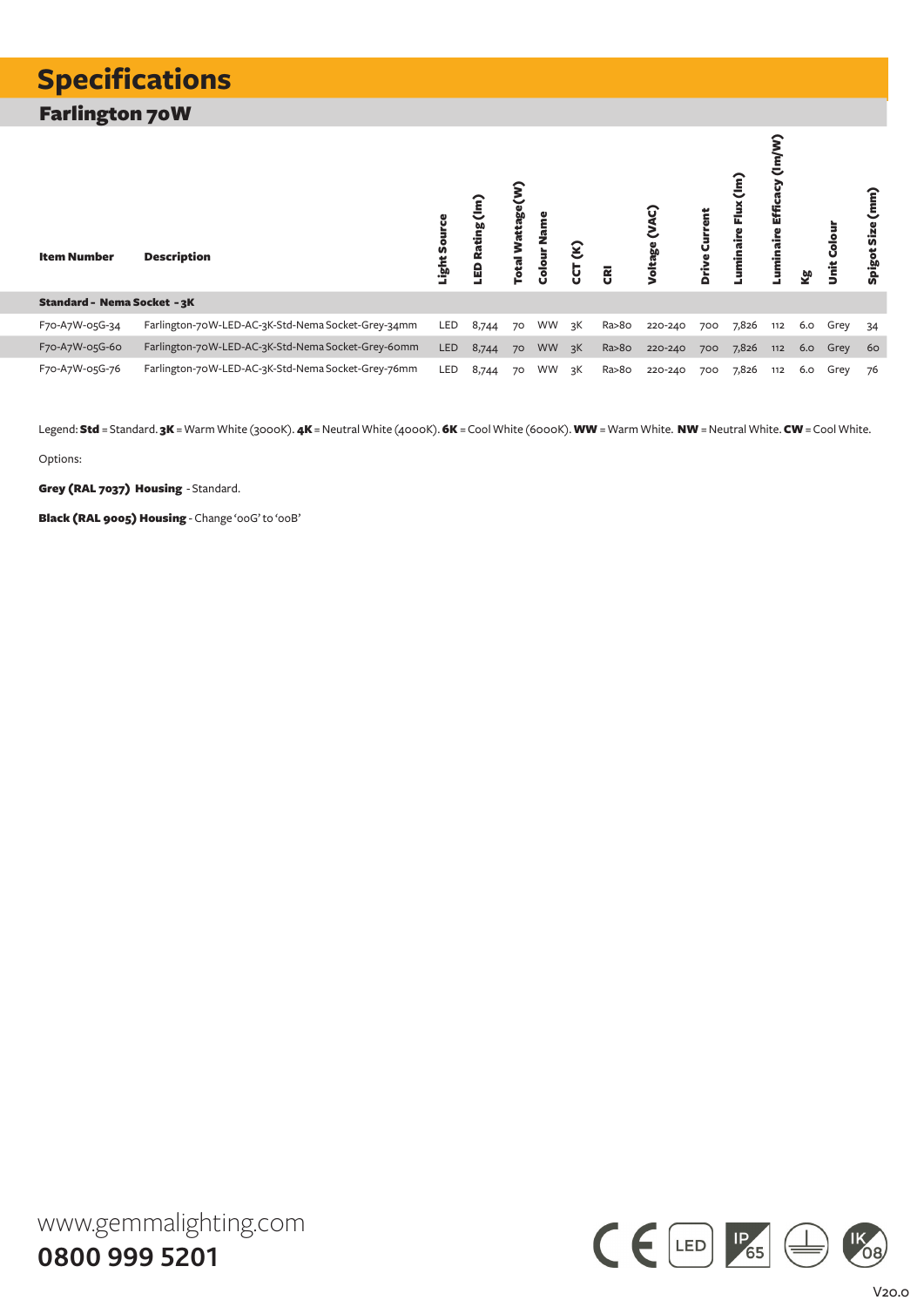# Specifications

## Farlington 70W

| Item Number | Description | Light Source | LED Rating (lm) | Total Wattage(W) | Colour Name | CCT (K) | CRI | Voltage (VAC) | Drive Current | Luminaire Flux (lm) | Luminaire Efficacy (lm/W) | Kg | Unit Colour | Spigot Size (mm) |
|---|---|---|---|---|---|---|---|---|---|---|---|---|---|---|
| **Standard - Nema Socket - 3K** | | | | | | | | | | | | | | |
| F70-A7W-05G-34 | Farlington-70W-LED-AC-3K-Std-Nema Socket-Grey-34mm | LED | 8,744 | 70 | WW | 3K | Ra>80 | 220-240 | 700 | 7,826 | 112 | 6.0 | Grey | 34 |
| F70-A7W-05G-60 | Farlington-70W-LED-AC-3K-Std-Nema Socket-Grey-60mm | LED | 8,744 | 70 | WW | 3K | Ra>80 | 220-240 | 700 | 7,826 | 112 | 6.0 | Grey | 60 |
| F70-A7W-05G-76 | Farlington-70W-LED-AC-3K-Std-Nema Socket-Grey-76mm | LED | 8,744 | 70 | WW | 3K | Ra>80 | 220-240 | 700 | 7,826 | 112 | 6.0 | Grey | 76 |

Legend: **Std** = Standard. **3K** = Warm White (3000K). **4K** = Neutral White (4000K). **6K** = Cool White (6000K). **WW** = Warm White. **NW** = Neutral White. **CW** = Cool White.

Options:

**Grey (RAL 7037) Housing** - Standard.

**Black (RAL 9005) Housing** - Change '00G' to '00B'

www.gemmalighting.com

**0800 999 5201**

V20.0